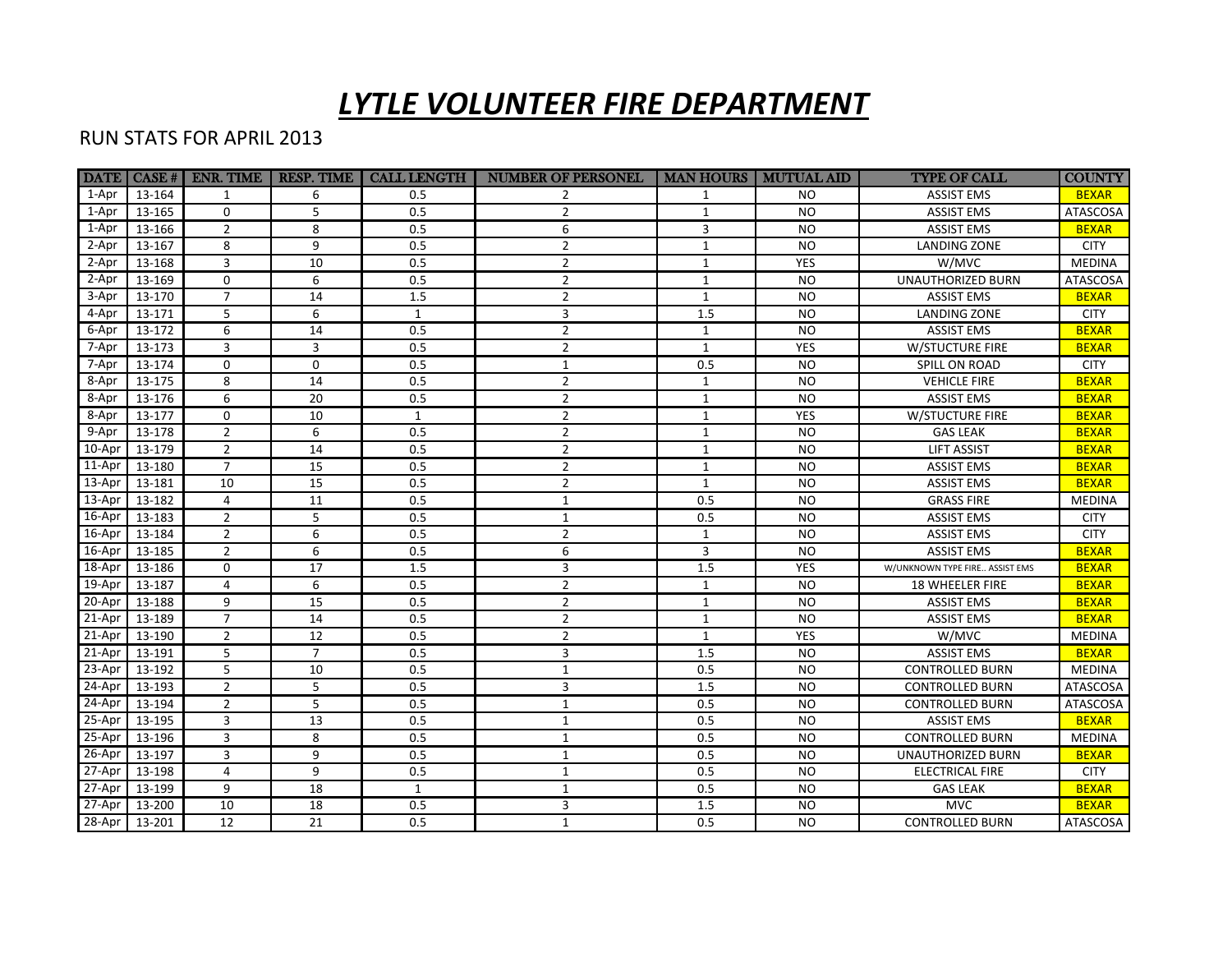# *LYTLE VOLUNTEER FIRE DEPARTMENT*

RUN STATS FOR APRIL 2013

| DATE | CASE # | ENR. TIME | RESP. TIME | CALL LENGTH | NUMBER OF PERSONEL | MAN HOURS | MUTUAL AID | TYPE OF CALL | COUNTY |
|---|---|---|---|---|---|---|---|---|---|
| 1-Apr | 13-164 | 1 | 6 | 0.5 | 2 | 1 | NO | ASSIST EMS | BEXAR |
| 1-Apr | 13-165 | 0 | 5 | 0.5 | 2 | 1 | NO | ASSIST EMS | ATASCOSA |
| 1-Apr | 13-166 | 2 | 8 | 0.5 | 6 | 3 | NO | ASSIST EMS | BEXAR |
| 2-Apr | 13-167 | 8 | 9 | 0.5 | 2 | 1 | NO | LANDING ZONE | CITY |
| 2-Apr | 13-168 | 3 | 10 | 0.5 | 2 | 1 | YES | W/MVC | MEDINA |
| 2-Apr | 13-169 | 0 | 6 | 0.5 | 2 | 1 | NO | UNAUTHORIZED BURN | ATASCOSA |
| 3-Apr | 13-170 | 7 | 14 | 1.5 | 2 | 1 | NO | ASSIST EMS | BEXAR |
| 4-Apr | 13-171 | 5 | 6 | 1 | 3 | 1.5 | NO | LANDING ZONE | CITY |
| 6-Apr | 13-172 | 6 | 14 | 0.5 | 2 | 1 | NO | ASSIST EMS | BEXAR |
| 7-Apr | 13-173 | 3 | 3 | 0.5 | 2 | 1 | YES | W/STUCTURE FIRE | BEXAR |
| 7-Apr | 13-174 | 0 | 0 | 0.5 | 1 | 0.5 | NO | SPILL ON ROAD | CITY |
| 8-Apr | 13-175 | 8 | 14 | 0.5 | 2 | 1 | NO | VEHICLE FIRE | BEXAR |
| 8-Apr | 13-176 | 6 | 20 | 0.5 | 2 | 1 | NO | ASSIST EMS | BEXAR |
| 8-Apr | 13-177 | 0 | 10 | 1 | 2 | 1 | YES | W/STUCTURE FIRE | BEXAR |
| 9-Apr | 13-178 | 2 | 6 | 0.5 | 2 | 1 | NO | GAS LEAK | BEXAR |
| 10-Apr | 13-179 | 2 | 14 | 0.5 | 2 | 1 | NO | LIFT ASSIST | BEXAR |
| 11-Apr | 13-180 | 7 | 15 | 0.5 | 2 | 1 | NO | ASSIST EMS | BEXAR |
| 13-Apr | 13-181 | 10 | 15 | 0.5 | 2 | 1 | NO | ASSIST EMS | BEXAR |
| 13-Apr | 13-182 | 4 | 11 | 0.5 | 1 | 0.5 | NO | GRASS FIRE | MEDINA |
| 16-Apr | 13-183 | 2 | 5 | 0.5 | 1 | 0.5 | NO | ASSIST EMS | CITY |
| 16-Apr | 13-184 | 2 | 6 | 0.5 | 2 | 1 | NO | ASSIST EMS | CITY |
| 16-Apr | 13-185 | 2 | 6 | 0.5 | 6 | 3 | NO | ASSIST EMS | BEXAR |
| 18-Apr | 13-186 | 0 | 17 | 1.5 | 3 | 1.5 | YES | W/UNKNOWN TYPE FIRE.. ASSIST EMS | BEXAR |
| 19-Apr | 13-187 | 4 | 6 | 0.5 | 2 | 1 | NO | 18 WHEELER FIRE | BEXAR |
| 20-Apr | 13-188 | 9 | 15 | 0.5 | 2 | 1 | NO | ASSIST EMS | BEXAR |
| 21-Apr | 13-189 | 7 | 14 | 0.5 | 2 | 1 | NO | ASSIST EMS | BEXAR |
| 21-Apr | 13-190 | 2 | 12 | 0.5 | 2 | 1 | YES | W/MVC | MEDINA |
| 21-Apr | 13-191 | 5 | 7 | 0.5 | 3 | 1.5 | NO | ASSIST EMS | BEXAR |
| 23-Apr | 13-192 | 5 | 10 | 0.5 | 1 | 0.5 | NO | CONTROLLED BURN | MEDINA |
| 24-Apr | 13-193 | 2 | 5 | 0.5 | 3 | 1.5 | NO | CONTROLLED BURN | ATASCOSA |
| 24-Apr | 13-194 | 2 | 5 | 0.5 | 1 | 0.5 | NO | CONTROLLED BURN | ATASCOSA |
| 25-Apr | 13-195 | 3 | 13 | 0.5 | 1 | 0.5 | NO | ASSIST EMS | BEXAR |
| 25-Apr | 13-196 | 3 | 8 | 0.5 | 1 | 0.5 | NO | CONTROLLED BURN | MEDINA |
| 26-Apr | 13-197 | 3 | 9 | 0.5 | 1 | 0.5 | NO | UNAUTHORIZED BURN | BEXAR |
| 27-Apr | 13-198 | 4 | 9 | 0.5 | 1 | 0.5 | NO | ELECTRICAL FIRE | CITY |
| 27-Apr | 13-199 | 9 | 18 | 1 | 1 | 0.5 | NO | GAS LEAK | BEXAR |
| 27-Apr | 13-200 | 10 | 18 | 0.5 | 3 | 1.5 | NO | MVC | BEXAR |
| 28-Apr | 13-201 | 12 | 21 | 0.5 | 1 | 0.5 | NO | CONTROLLED BURN | ATASCOSA |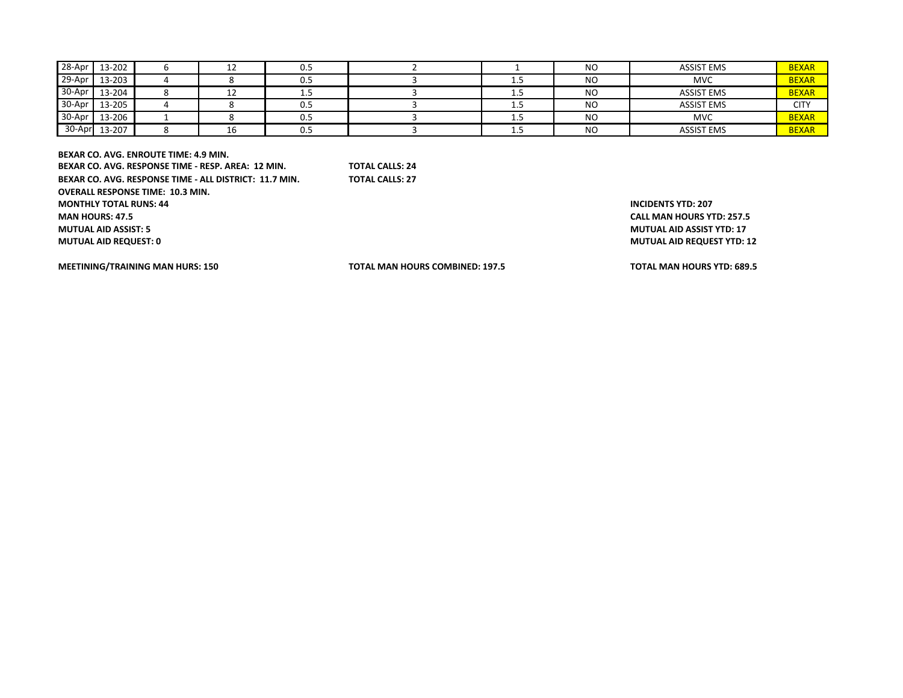| | | | | | | | | | |
|---|---|---|---|---|---|---|---|---|---|
| 28-Apr | 13-202 | 6 | 12 | 0.5 | 2 | 1 | NO | ASSIST EMS | BEXAR |
| 29-Apr | 13-203 | 4 | 8 | 0.5 | 3 | 1.5 | NO | MVC | BEXAR |
| 30-Apr | 13-204 | 8 | 12 | 1.5 | 3 | 1.5 | NO | ASSIST EMS | BEXAR |
| 30-Apr | 13-205 | 4 | 8 | 0.5 | 3 | 1.5 | NO | ASSIST EMS | CITY |
| 30-Apr | 13-206 | 1 | 8 | 0.5 | 3 | 1.5 | NO | MVC | BEXAR |
| 30-Apr | 13-207 | 8 | 16 | 0.5 | 3 | 1.5 | NO | ASSIST EMS | BEXAR |

**BEXAR CO. AVG. ENROUTE TIME: 4.9 MIN.**

**BEXAR CO. AVG. RESPONSE TIME - RESP. AREA: 12 MIN.** **TOTAL CALLS: 24**

**BEXAR CO. AVG. RESPONSE TIME - ALL DISTRICT: 11.7 MIN.** **TOTAL CALLS: 27**

**OVERALL RESPONSE TIME: 10.3 MIN.**

**MONTHLY TOTAL RUNS: 44**

**MAN HOURS: 47.5**

**MUTUAL AID ASSIST: 5**

**MUTUAL AID REQUEST: 0**

**INCIDENTS YTD: 207**

**CALL MAN HOURS YTD: 257.5**

**MUTUAL AID ASSIST YTD: 17**

**MUTUAL AID REQUEST YTD: 12**

**MEETINING/TRAINING MAN HURS: 150**

**TOTAL MAN HOURS COMBINED: 197.5**

**TOTAL MAN HOURS YTD: 689.5**